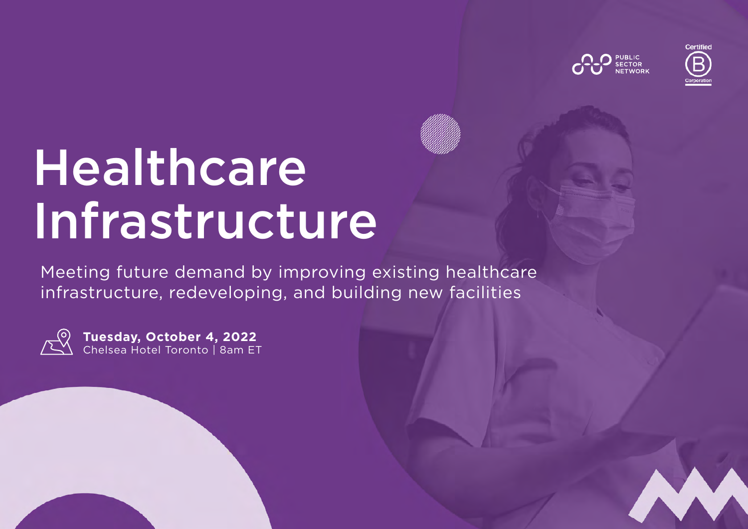PUBLIC SECTOR NETWORK

Certified B Corporation

# Healthcare Infrastructure

Meeting future demand by improving existing healthcare infrastructure, redeveloping, and building new facilities

**Tuesday, October 4, 2022**
Chelsea Hotel Toronto | 8am ET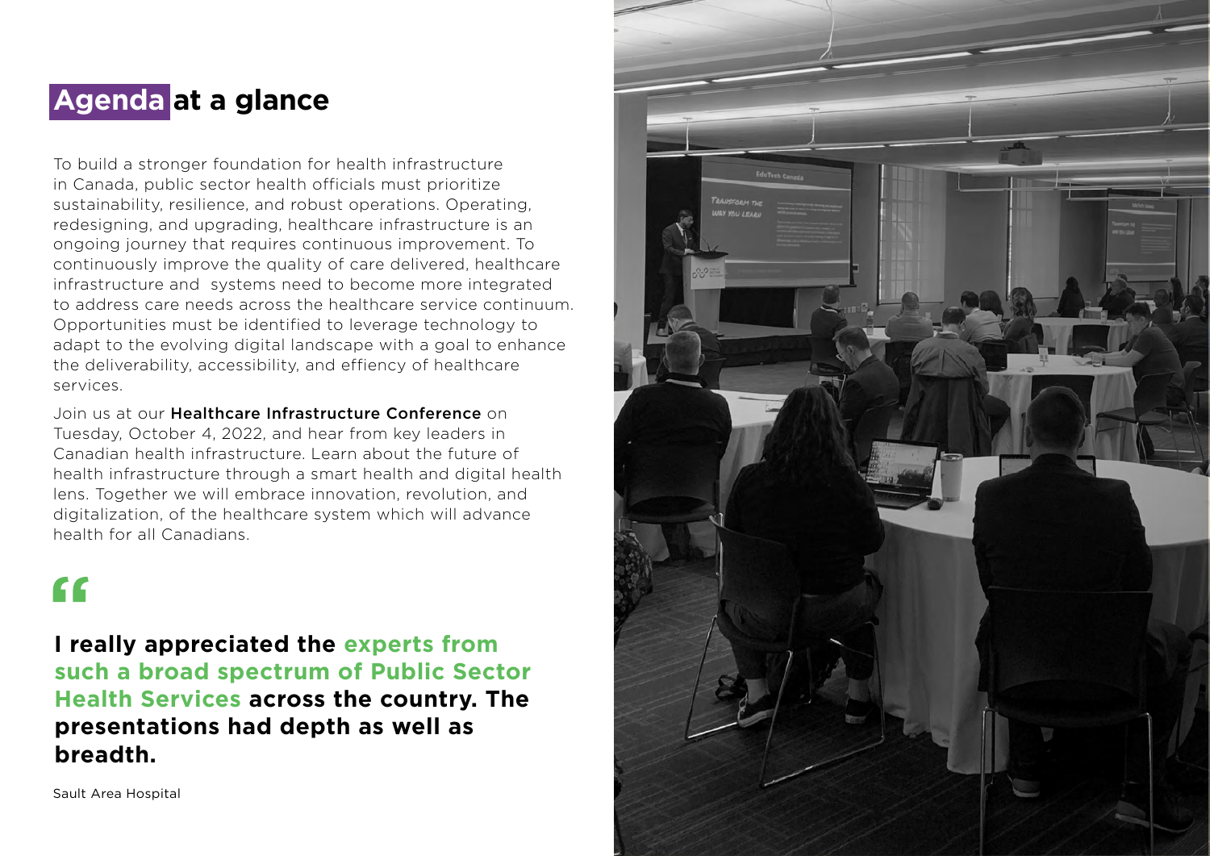# Agenda at a glance

To build a stronger foundation for health infrastructure in Canada, public sector health officials must prioritize sustainability, resilience, and robust operations. Operating, redesigning, and upgrading, healthcare infrastructure is an ongoing journey that requires continuous improvement. To continuously improve the quality of care delivered, healthcare infrastructure and  systems need to become more integrated to address care needs across the healthcare service continuum. Opportunities must be identified to leverage technology to adapt to the evolving digital landscape with a goal to enhance the deliverability, accessibility, and effiency of healthcare services.

Join us at our **Healthcare Infrastructure Conference** on Tuesday, October 4, 2022, and hear from key leaders in Canadian health infrastructure. Learn about the future of health infrastructure through a smart health and digital health lens. Together we will embrace innovation, revolution, and digitalization, of the healthcare system which will advance health for all Canadians.

“

**I really appreciated the experts from such a broad spectrum of Public Sector Health Services across the country. The presentations had depth as well as breadth.**

Sault Area Hospital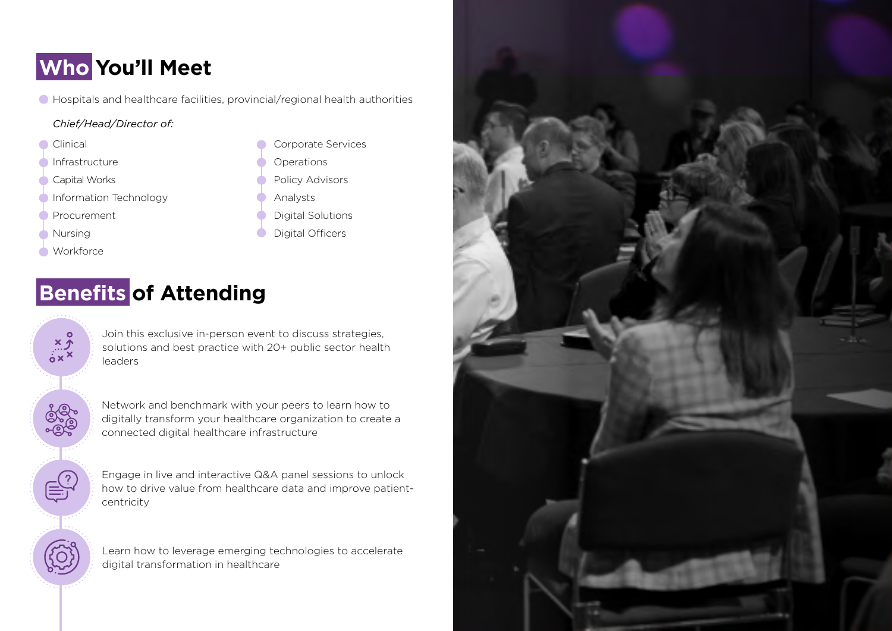## Who You'll Meet

- Hospitals and healthcare facilities, provincial/regional health authorities

*Chief/Head/Director of:*

- Clinical
- Infrastructure
- Capital Works
- Information Technology
- Procurement
- Nursing
- Workforce
- Corporate Services
- Operations
- Policy Advisors
- Analysts
- Digital Solutions
- Digital Officers

## Benefits of Attending

- Join this exclusive in-person event to discuss strategies, solutions and best practice with 20+ public sector health leaders
- Network and benchmark with your peers to learn how to digitally transform your healthcare organization to create a connected digital healthcare infrastructure
- Engage in live and interactive Q&A panel sessions to unlock how to drive value from healthcare data and improve patient-centricity
- Learn how to leverage emerging technologies to accelerate digital transformation in healthcare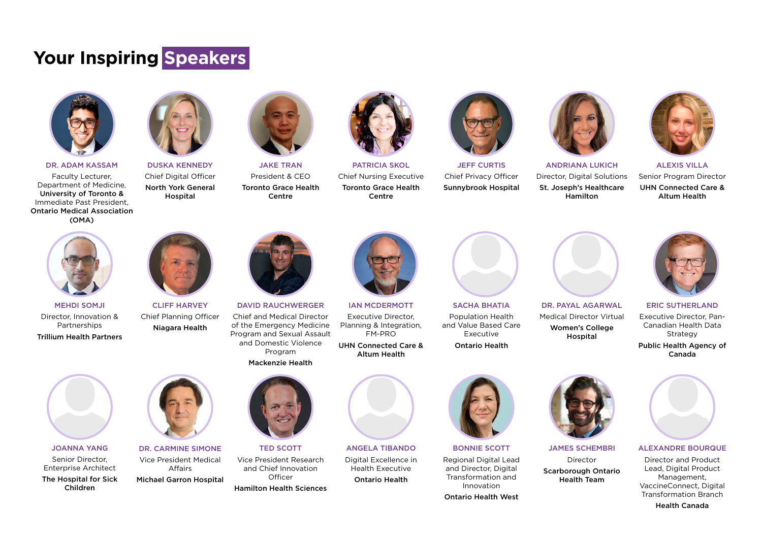# Your Inspiring Speakers

**DR. ADAM KASSAM**
Faculty Lecturer, Department of Medicine, **University of Toronto &** Immediate Past President, **Ontario Medical Association (OMA)**

**DUSKA KENNEDY**
Chief Digital Officer
**North York General Hospital**

**JAKE TRAN**
President & CEO
**Toronto Grace Health Centre**

**PATRICIA SKOL**
Chief Nursing Executive
**Toronto Grace Health Centre**

**JEFF CURTIS**
Chief Privacy Officer
**Sunnybrook Hospital**

**ANDRIANA LUKICH**
Director, Digital Solutions
**St. Joseph's Healthcare Hamilton**

**ALEXIS VILLA**
Senior Program Director
**UHN Connected Care & Altum Health**

**MEHDI SOMJI**
Director, Innovation & Partnerships
**Trillium Health Partners**

**CLIFF HARVEY**
Chief Planning Officer
**Niagara Health**

**DAVID RAUCHWERGER**
Chief and Medical Director of the Emergency Medicine Program and Sexual Assault and Domestic Violence Program
**Mackenzie Health**

**IAN MCDERMOTT**
Executive Director, Planning & Integration, FM-PRO
**UHN Connected Care & Altum Health**

**SACHA BHATIA**
Population Health and Value Based Care Executive
**Ontario Health**

**DR. PAYAL AGARWAL**
Medical Director Virtual
**Women's College Hospital**

**ERIC SUTHERLAND**
Executive Director, Pan-Canadian Health Data Strategy
**Public Health Agency of Canada**

**JOANNA YANG**
Senior Director, Enterprise Architect
**The Hospital for Sick Children**

**DR. CARMINE SIMONE**
Vice President Medical Affairs
**Michael Garron Hospital**

**TED SCOTT**
Vice President Research and Chief Innovation Officer
**Hamilton Health Sciences**

**ANGELA TIBANDO**
Digital Excellence in Health Executive
**Ontario Health**

**BONNIE SCOTT**
Regional Digital Lead and Director, Digital Transformation and Innovation
**Ontario Health West**

**JAMES SCHEMBRI**
Director
**Scarborough Ontario Health Team**

**ALEXANDRE BOURQUE**
Director and Product Lead, Digital Product Management, VaccineConnect, Digital Transformation Branch
**Health Canada**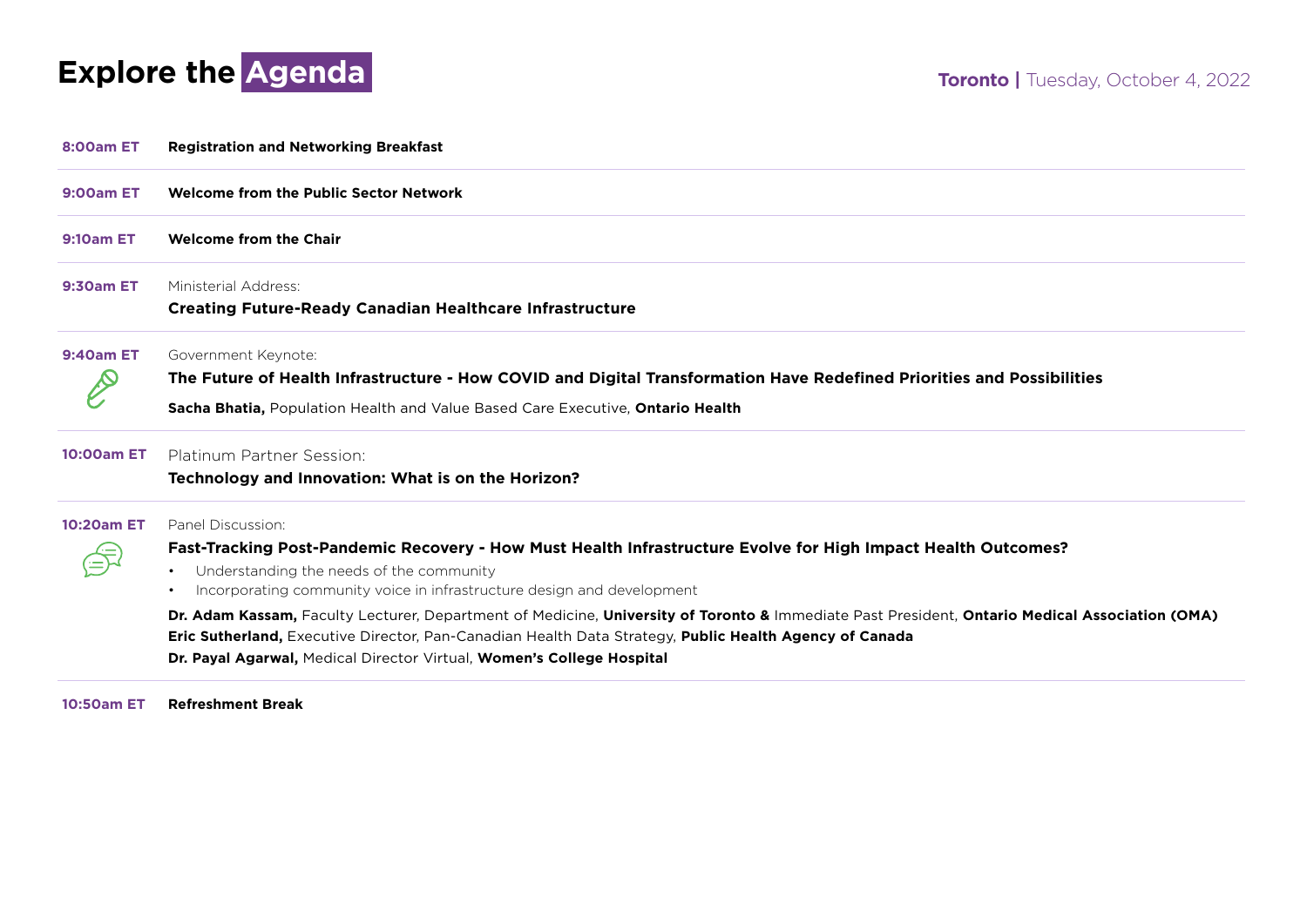# Explore the Agenda

**Toronto** | Tuesday, October 4, 2022

**8:00am ET** **Registration and Networking Breakfast**

**9:00am ET** **Welcome from the Public Sector Network**

**9:10am ET** **Welcome from the Chair**

**9:30am ET** Ministerial Address:
**Creating Future-Ready Canadian Healthcare Infrastructure**

**9:40am ET** Government Keynote:
**The Future of Health Infrastructure - How COVID and Digital Transformation Have Redefined Priorities and Possibilities**

**Sacha Bhatia,** Population Health and Value Based Care Executive, **Ontario Health**

**10:00am ET** Platinum Partner Session:
**Technology and Innovation: What is on the Horizon?**

**10:20am ET** Panel Discussion:
**Fast-Tracking Post-Pandemic Recovery - How Must Health Infrastructure Evolve for High Impact Health Outcomes?**

- Understanding the needs of the community
- Incorporating community voice in infrastructure design and development

**Dr. Adam Kassam,** Faculty Lecturer, Department of Medicine, **University of Toronto &** Immediate Past President, **Ontario Medical Association (OMA)**
**Eric Sutherland,** Executive Director, Pan-Canadian Health Data Strategy, **Public Health Agency of Canada**
**Dr. Payal Agarwal,** Medical Director Virtual, **Women's College Hospital**

**10:50am ET** **Refreshment Break**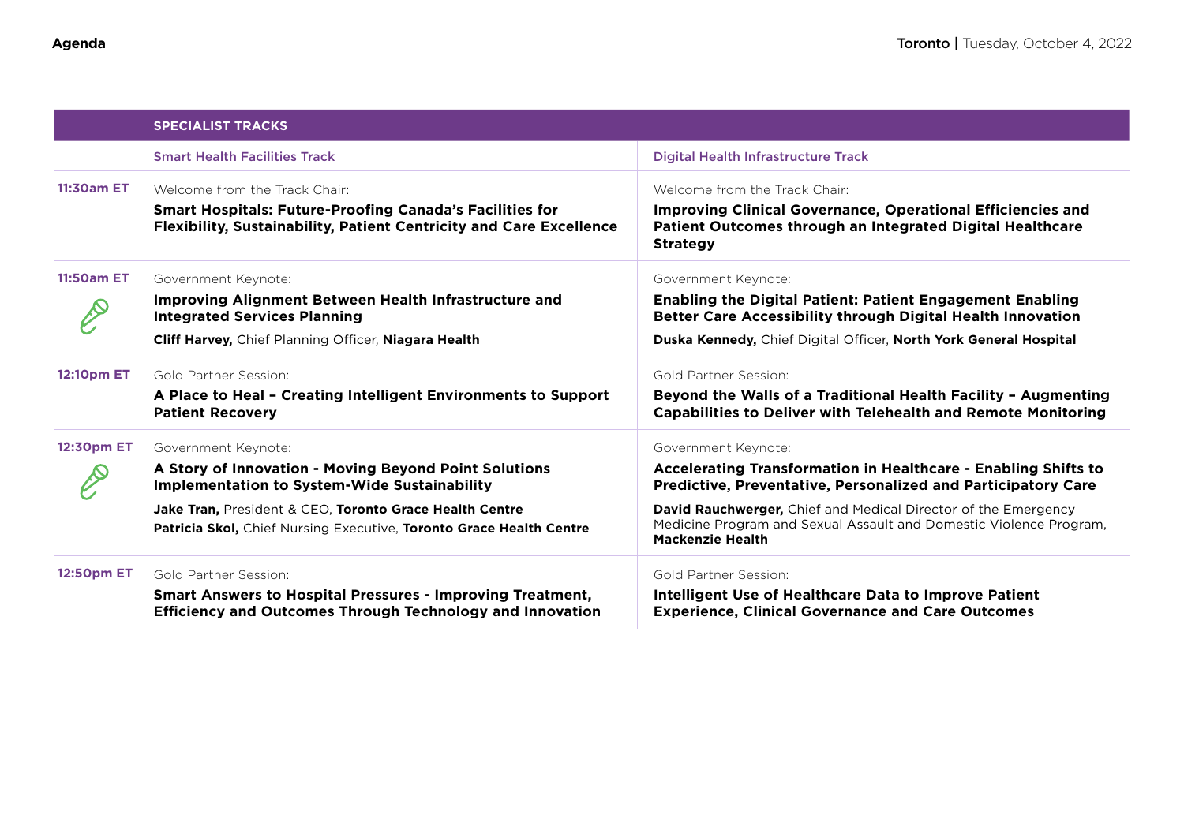Agenda

Toronto | Tuesday, October 4, 2022

| SPECIALIST TRACKS | | |
|---|---|---|
| | **Smart Health Facilities Track** | **Digital Health Infrastructure Track** |
| **11:30am ET** | Welcome from the Track Chair:<br>**Smart Hospitals: Future-Proofing Canada's Facilities for Flexibility, Sustainability, Patient Centricity and Care Excellence** | Welcome from the Track Chair:<br>**Improving Clinical Governance, Operational Efficiencies and Patient Outcomes through an Integrated Digital Healthcare Strategy** |
| **11:50am ET** | Government Keynote:<br>**Improving Alignment Between Health Infrastructure and Integrated Services Planning**<br>**Cliff Harvey,** Chief Planning Officer, **Niagara Health** | Government Keynote:<br>**Enabling the Digital Patient: Patient Engagement Enabling Better Care Accessibility through Digital Health Innovation**<br>**Duska Kennedy,** Chief Digital Officer, **North York General Hospital** |
| **12:10pm ET** | Gold Partner Session:<br>**A Place to Heal – Creating Intelligent Environments to Support Patient Recovery** | Gold Partner Session:<br>**Beyond the Walls of a Traditional Health Facility – Augmenting Capabilities to Deliver with Telehealth and Remote Monitoring** |
| **12:30pm ET** | Government Keynote:<br>**A Story of Innovation - Moving Beyond Point Solutions Implementation to System-Wide Sustainability**<br>**Jake Tran,** President & CEO, **Toronto Grace Health Centre**<br>**Patricia Skol,** Chief Nursing Executive, **Toronto Grace Health Centre** | Government Keynote:<br>**Accelerating Transformation in Healthcare - Enabling Shifts to Predictive, Preventative, Personalized and Participatory Care**<br>**David Rauchwerger,** Chief and Medical Director of the Emergency Medicine Program and Sexual Assault and Domestic Violence Program, **Mackenzie Health** |
| **12:50pm ET** | Gold Partner Session:<br>**Smart Answers to Hospital Pressures - Improving Treatment, Efficiency and Outcomes Through Technology and Innovation** | Gold Partner Session:<br>**Intelligent Use of Healthcare Data to Improve Patient Experience, Clinical Governance and Care Outcomes** |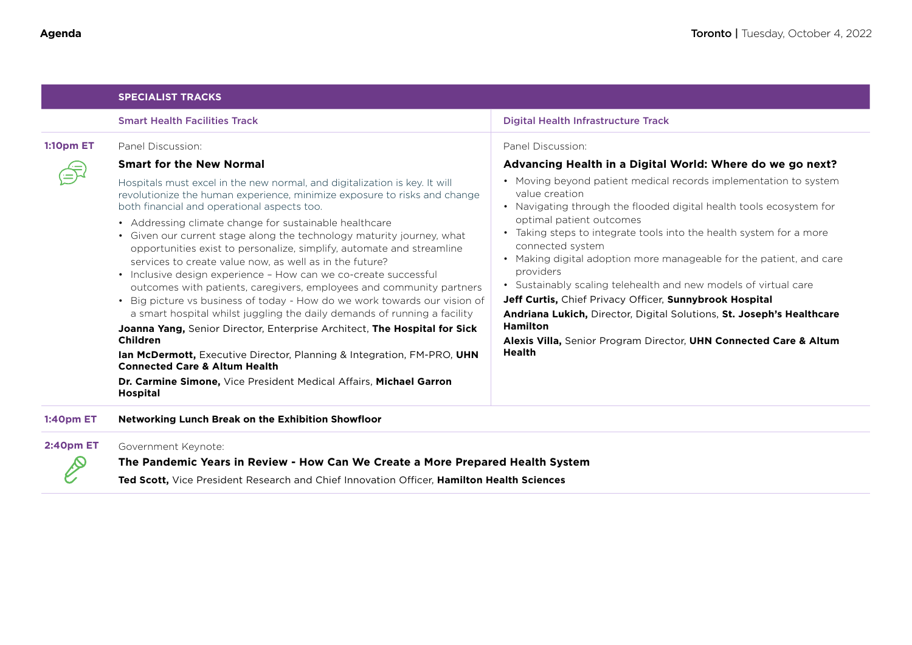## SPECIALIST TRACKS

### Smart Health Facilities Track

**1:10pm ET**

Panel Discussion:

**Smart for the New Normal**

Hospitals must excel in the new normal, and digitalization is key. It will revolutionize the human experience, minimize exposure to risks and change both financial and operational aspects too.

- Addressing climate change for sustainable healthcare
- Given our current stage along the technology maturity journey, what opportunities exist to personalize, simplify, automate and streamline services to create value now, as well as in the future?
- Inclusive design experience – How can we co-create successful outcomes with patients, caregivers, employees and community partners
- Big picture vs business of today - How do we work towards our vision of a smart hospital whilst juggling the daily demands of running a facility

**Joanna Yang,** Senior Director, Enterprise Architect, **The Hospital for Sick Children**

**Ian McDermott,** Executive Director, Planning & Integration, FM-PRO, **UHN Connected Care & Altum Health**

**Dr. Carmine Simone,** Vice President Medical Affairs, **Michael Garron Hospital**

### Digital Health Infrastructure Track

Panel Discussion:

**Advancing Health in a Digital World: Where do we go next?**

- Moving beyond patient medical records implementation to system value creation
- Navigating through the flooded digital health tools ecosystem for optimal patient outcomes
- Taking steps to integrate tools into the health system for a more connected system
- Making digital adoption more manageable for the patient, and care providers
- Sustainably scaling telehealth and new models of virtual care

**Jeff Curtis,** Chief Privacy Officer, **Sunnybrook Hospital**

**Andriana Lukich,** Director, Digital Solutions, **St. Joseph's Healthcare Hamilton**

**Alexis Villa,** Senior Program Director, **UHN Connected Care & Altum Health**

---

**1:40pm ET** **Networking Lunch Break on the Exhibition Showfloor**

---

**2:40pm ET**

Government Keynote:

**The Pandemic Years in Review - How Can We Create a More Prepared Health System**

**Ted Scott,** Vice President Research and Chief Innovation Officer, **Hamilton Health Sciences**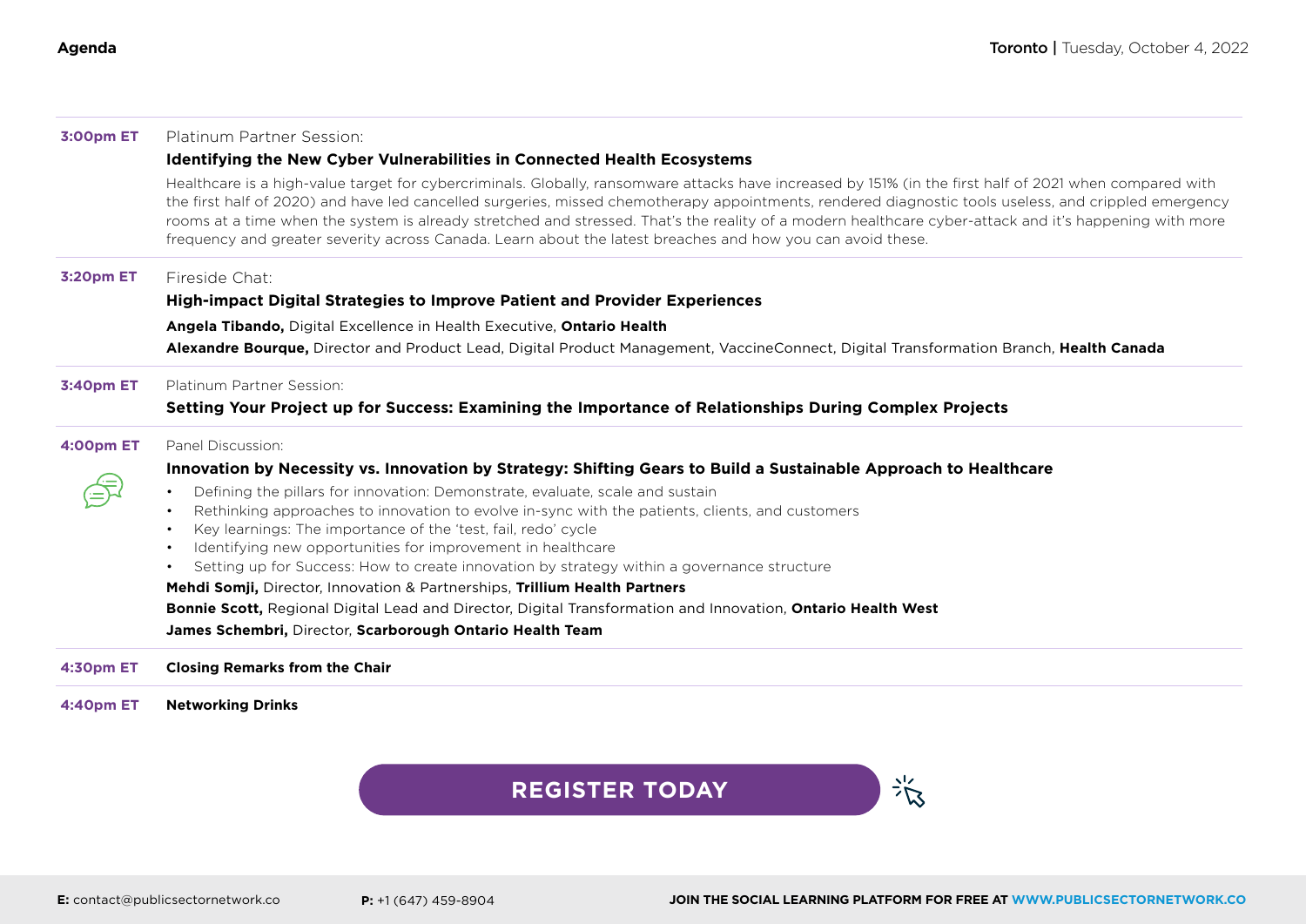**3:00pm ET** Platinum Partner Session:

**Identifying the New Cyber Vulnerabilities in Connected Health Ecosystems**

Healthcare is a high-value target for cybercriminals. Globally, ransomware attacks have increased by 151% (in the first half of 2021 when compared with the first half of 2020) and have led cancelled surgeries, missed chemotherapy appointments, rendered diagnostic tools useless, and crippled emergency rooms at a time when the system is already stretched and stressed. That's the reality of a modern healthcare cyber-attack and it's happening with more frequency and greater severity across Canada. Learn about the latest breaches and how you can avoid these.

**3:20pm ET** Fireside Chat:

**High-impact Digital Strategies to Improve Patient and Provider Experiences**

**Angela Tibando,** Digital Excellence in Health Executive, **Ontario Health**

**Alexandre Bourque,** Director and Product Lead, Digital Product Management, VaccineConnect, Digital Transformation Branch, **Health Canada**

**3:40pm ET** Platinum Partner Session:

**Setting Your Project up for Success: Examining the Importance of Relationships During Complex Projects**

**4:00pm ET** Panel Discussion:

**Innovation by Necessity vs. Innovation by Strategy: Shifting Gears to Build a Sustainable Approach to Healthcare**

- Defining the pillars for innovation: Demonstrate, evaluate, scale and sustain
- Rethinking approaches to innovation to evolve in-sync with the patients, clients, and customers
- Key learnings: The importance of the 'test, fail, redo' cycle
- Identifying new opportunities for improvement in healthcare
- Setting up for Success: How to create innovation by strategy within a governance structure

**Mehdi Somji,** Director, Innovation & Partnerships, **Trillium Health Partners**

**Bonnie Scott,** Regional Digital Lead and Director, Digital Transformation and Innovation, **Ontario Health West**

**James Schembri,** Director, **Scarborough Ontario Health Team**

**4:30pm ET** **Closing Remarks from the Chair**

**4:40pm ET** **Networking Drinks**

**REGISTER TODAY**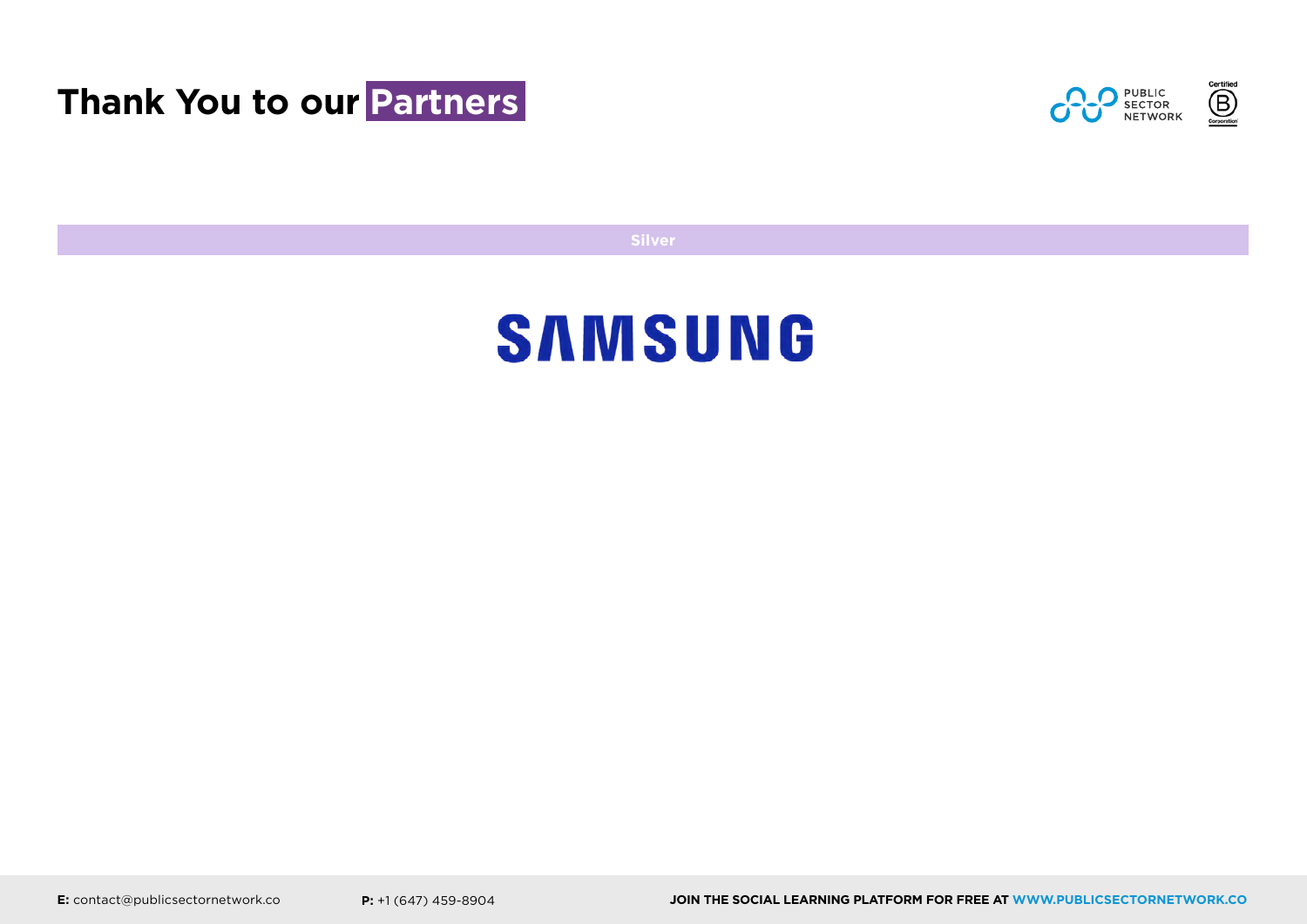# Thank You to our Partners

## Silver

SAMSUNG

**E:** contact@publicsectornetwork.co

**P:** +1 (647) 459-8904

**JOIN THE SOCIAL LEARNING PLATFORM FOR FREE AT WWW.PUBLICSECTORNETWORK.CO**